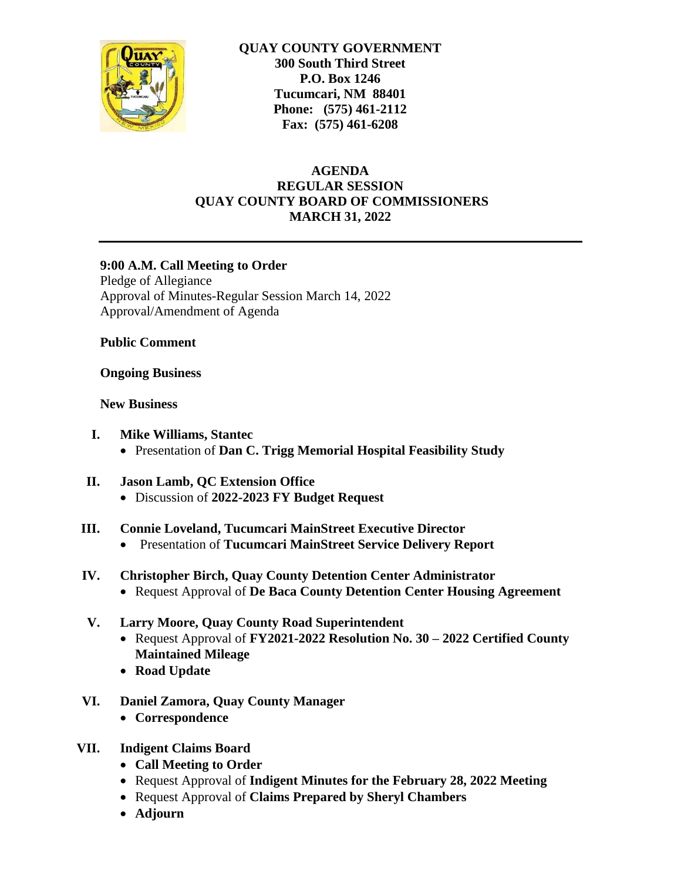**QUAY COUNTY GOVERNMENT**
**300 South Third Street**
**P.O. Box 1246**
**Tucumcari, NM 88401**
**Phone: (575) 461-2112**
**Fax: (575) 461-6208**

# AGENDA
## REGULAR SESSION
## QUAY COUNTY BOARD OF COMMISSIONERS
## MARCH 31, 2022

---

**9:00 A.M. Call Meeting to Order**
Pledge of Allegiance
Approval of Minutes-Regular Session March 14, 2022
Approval/Amendment of Agenda

**Public Comment**

**Ongoing Business**

**New Business**

**I. Mike Williams, Stantec**
- Presentation of **Dan C. Trigg Memorial Hospital Feasibility Study**

**II. Jason Lamb, QC Extension Office**
- Discussion of **2022-2023 FY Budget Request**

**III. Connie Loveland, Tucumcari MainStreet Executive Director**
- Presentation of **Tucumcari MainStreet Service Delivery Report**

**IV. Christopher Birch, Quay County Detention Center Administrator**
- Request Approval of **De Baca County Detention Center Housing Agreement**

**V. Larry Moore, Quay County Road Superintendent**
- Request Approval of **FY2021-2022 Resolution No. 30 – 2022 Certified County Maintained Mileage**
- **Road Update**

**VI. Daniel Zamora, Quay County Manager**
- **Correspondence**

**VII. Indigent Claims Board**
- **Call Meeting to Order**
- Request Approval of **Indigent Minutes for the February 28, 2022 Meeting**
- Request Approval of **Claims Prepared by Sheryl Chambers**
- **Adjourn**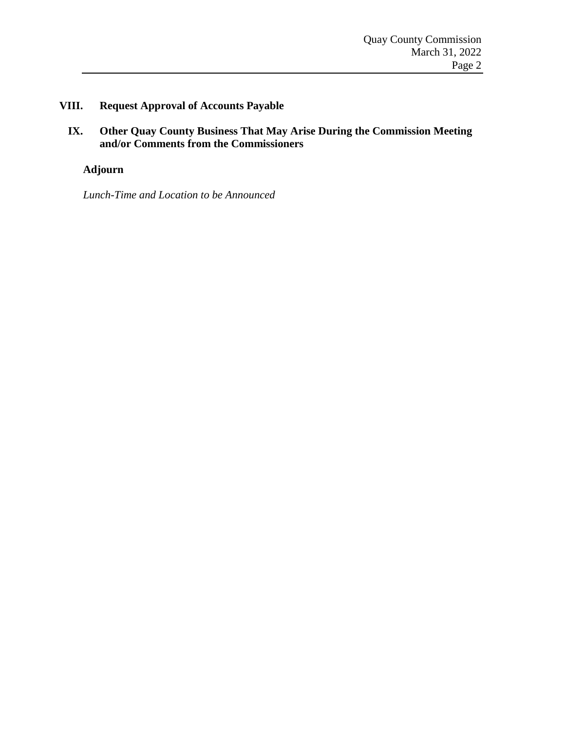**VIII. Request Approval of Accounts Payable**

**IX. Other Quay County Business That May Arise During the Commission Meeting and/or Comments from the Commissioners**

**Adjourn**

*Lunch-Time and Location to be Announced*